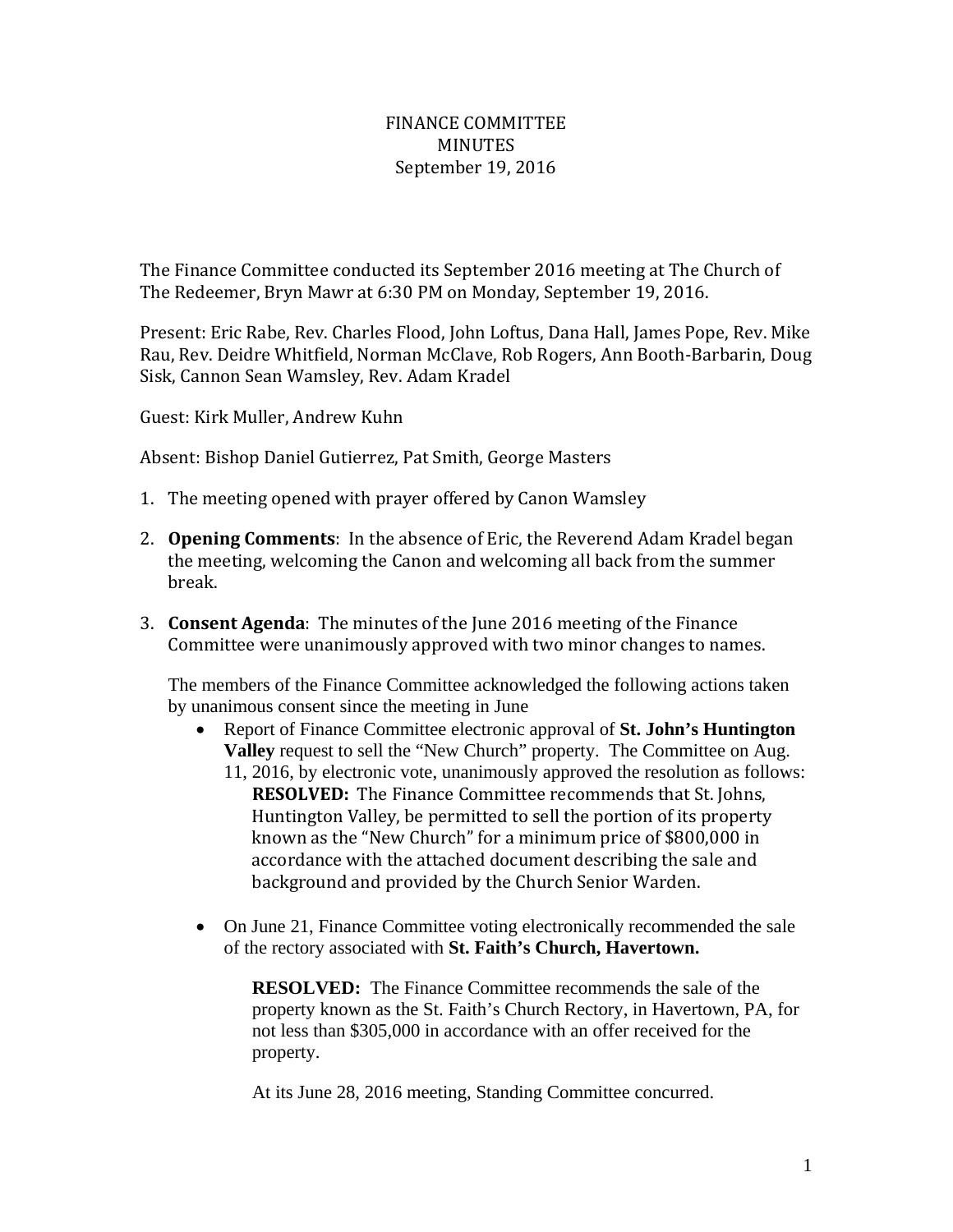FINANCE COMMITTEE
MINUTES
September 19, 2016

The Finance Committee conducted its September 2016 meeting at The Church of The Redeemer, Bryn Mawr at 6:30 PM on Monday, September 19, 2016.

Present: Eric Rabe, Rev. Charles Flood, John Loftus, Dana Hall, James Pope, Rev. Mike Rau, Rev. Deidre Whitfield, Norman McClave, Rob Rogers, Ann Booth-Barbarin, Doug Sisk, Cannon Sean Wamsley, Rev. Adam Kradel

Guest: Kirk Muller, Andrew Kuhn

Absent: Bishop Daniel Gutierrez, Pat Smith, George Masters

1. The meeting opened with prayer offered by Canon Wamsley

2. **Opening Comments**: In the absence of Eric, the Reverend Adam Kradel began the meeting, welcoming the Canon and welcoming all back from the summer break.

3. **Consent Agenda**: The minutes of the June 2016 meeting of the Finance Committee were unanimously approved with two minor changes to names.

   The members of the Finance Committee acknowledged the following actions taken by unanimous consent since the meeting in June

   - Report of Finance Committee electronic approval of **St. John's Huntington Valley** request to sell the "New Church" property. The Committee on Aug. 11, 2016, by electronic vote, unanimously approved the resolution as follows:
     **RESOLVED:** The Finance Committee recommends that St. Johns, Huntington Valley, be permitted to sell the portion of its property known as the "New Church" for a minimum price of $800,000 in accordance with the attached document describing the sale and background and provided by the Church Senior Warden.

   - On June 21, Finance Committee voting electronically recommended the sale of the rectory associated with **St. Faith's Church, Havertown.**

     **RESOLVED:** The Finance Committee recommends the sale of the property known as the St. Faith's Church Rectory, in Havertown, PA, for not less than $305,000 in accordance with an offer received for the property.

     At its June 28, 2016 meeting, Standing Committee concurred.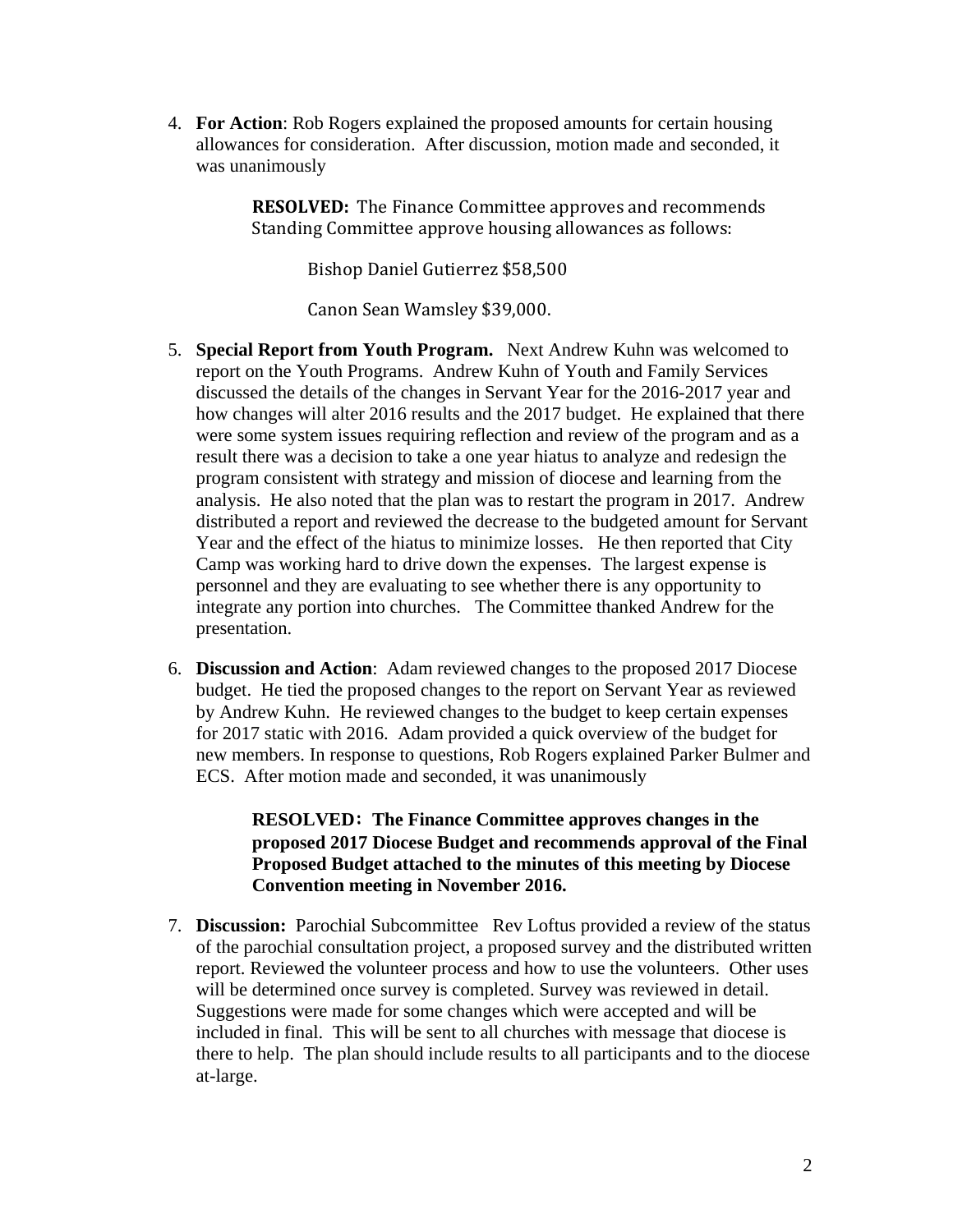4. **For Action**: Rob Rogers explained the proposed amounts for certain housing allowances for consideration. After discussion, motion made and seconded, it was unanimously

   > **RESOLVED:** The Finance Committee approves and recommends Standing Committee approve housing allowances as follows:
   >
   > Bishop Daniel Gutierrez $58,500
   >
   > Canon Sean Wamsley $39,000.

5. **Special Report from Youth Program.** Next Andrew Kuhn was welcomed to report on the Youth Programs. Andrew Kuhn of Youth and Family Services discussed the details of the changes in Servant Year for the 2016-2017 year and how changes will alter 2016 results and the 2017 budget. He explained that there were some system issues requiring reflection and review of the program and as a result there was a decision to take a one year hiatus to analyze and redesign the program consistent with strategy and mission of diocese and learning from the analysis. He also noted that the plan was to restart the program in 2017. Andrew distributed a report and reviewed the decrease to the budgeted amount for Servant Year and the effect of the hiatus to minimize losses. He then reported that City Camp was working hard to drive down the expenses. The largest expense is personnel and they are evaluating to see whether there is any opportunity to integrate any portion into churches. The Committee thanked Andrew for the presentation.

6. **Discussion and Action**: Adam reviewed changes to the proposed 2017 Diocese budget. He tied the proposed changes to the report on Servant Year as reviewed by Andrew Kuhn. He reviewed changes to the budget to keep certain expenses for 2017 static with 2016. Adam provided a quick overview of the budget for new members. In response to questions, Rob Rogers explained Parker Bulmer and ECS. After motion made and seconded, it was unanimously

   > **RESOLVED: The Finance Committee approves changes in the proposed 2017 Diocese Budget and recommends approval of the Final Proposed Budget attached to the minutes of this meeting by Diocese Convention meeting in November 2016.**

7. **Discussion:** Parochial Subcommittee Rev Loftus provided a review of the status of the parochial consultation project, a proposed survey and the distributed written report. Reviewed the volunteer process and how to use the volunteers. Other uses will be determined once survey is completed. Survey was reviewed in detail. Suggestions were made for some changes which were accepted and will be included in final. This will be sent to all churches with message that diocese is there to help. The plan should include results to all participants and to the diocese at-large.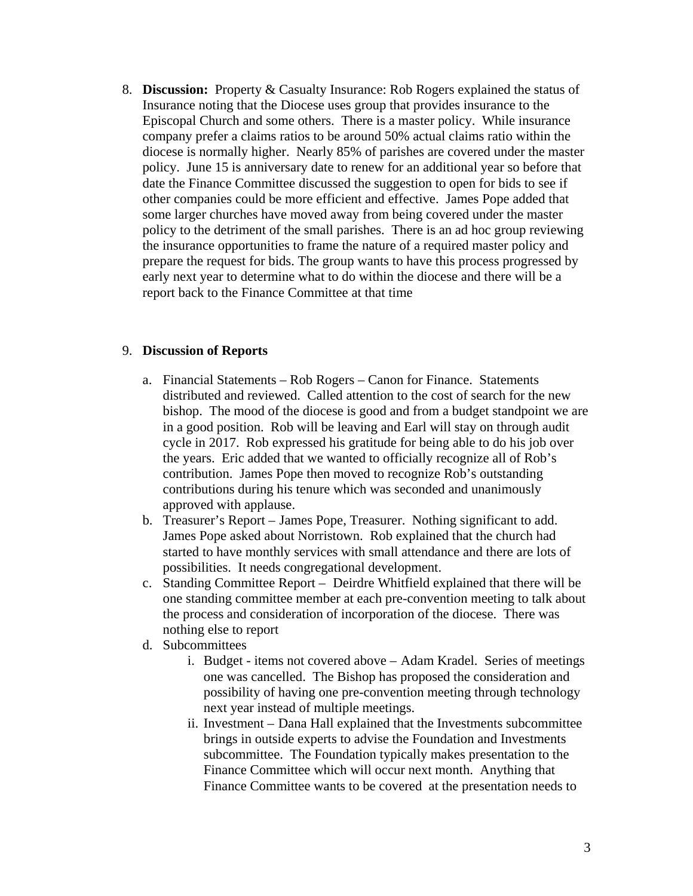8. **Discussion:** Property & Casualty Insurance: Rob Rogers explained the status of Insurance noting that the Diocese uses group that provides insurance to the Episcopal Church and some others. There is a master policy. While insurance company prefer a claims ratios to be around 50% actual claims ratio within the diocese is normally higher. Nearly 85% of parishes are covered under the master policy. June 15 is anniversary date to renew for an additional year so before that date the Finance Committee discussed the suggestion to open for bids to see if other companies could be more efficient and effective. James Pope added that some larger churches have moved away from being covered under the master policy to the detriment of the small parishes. There is an ad hoc group reviewing the insurance opportunities to frame the nature of a required master policy and prepare the request for bids. The group wants to have this process progressed by early next year to determine what to do within the diocese and there will be a report back to the Finance Committee at that time

9. **Discussion of Reports**
   a. Financial Statements – Rob Rogers – Canon for Finance. Statements distributed and reviewed. Called attention to the cost of search for the new bishop. The mood of the diocese is good and from a budget standpoint we are in a good position. Rob will be leaving and Earl will stay on through audit cycle in 2017. Rob expressed his gratitude for being able to do his job over the years. Eric added that we wanted to officially recognize all of Rob's contribution. James Pope then moved to recognize Rob's outstanding contributions during his tenure which was seconded and unanimously approved with applause.
   b. Treasurer's Report – James Pope, Treasurer. Nothing significant to add. James Pope asked about Norristown. Rob explained that the church had started to have monthly services with small attendance and there are lots of possibilities. It needs congregational development.
   c. Standing Committee Report – Deirdre Whitfield explained that there will be one standing committee member at each pre-convention meeting to talk about the process and consideration of incorporation of the diocese. There was nothing else to report
   d. Subcommittees
      i. Budget - items not covered above – Adam Kradel. Series of meetings one was cancelled. The Bishop has proposed the consideration and possibility of having one pre-convention meeting through technology next year instead of multiple meetings.
      ii. Investment – Dana Hall explained that the Investments subcommittee brings in outside experts to advise the Foundation and Investments subcommittee. The Foundation typically makes presentation to the Finance Committee which will occur next month. Anything that Finance Committee wants to be covered at the presentation needs to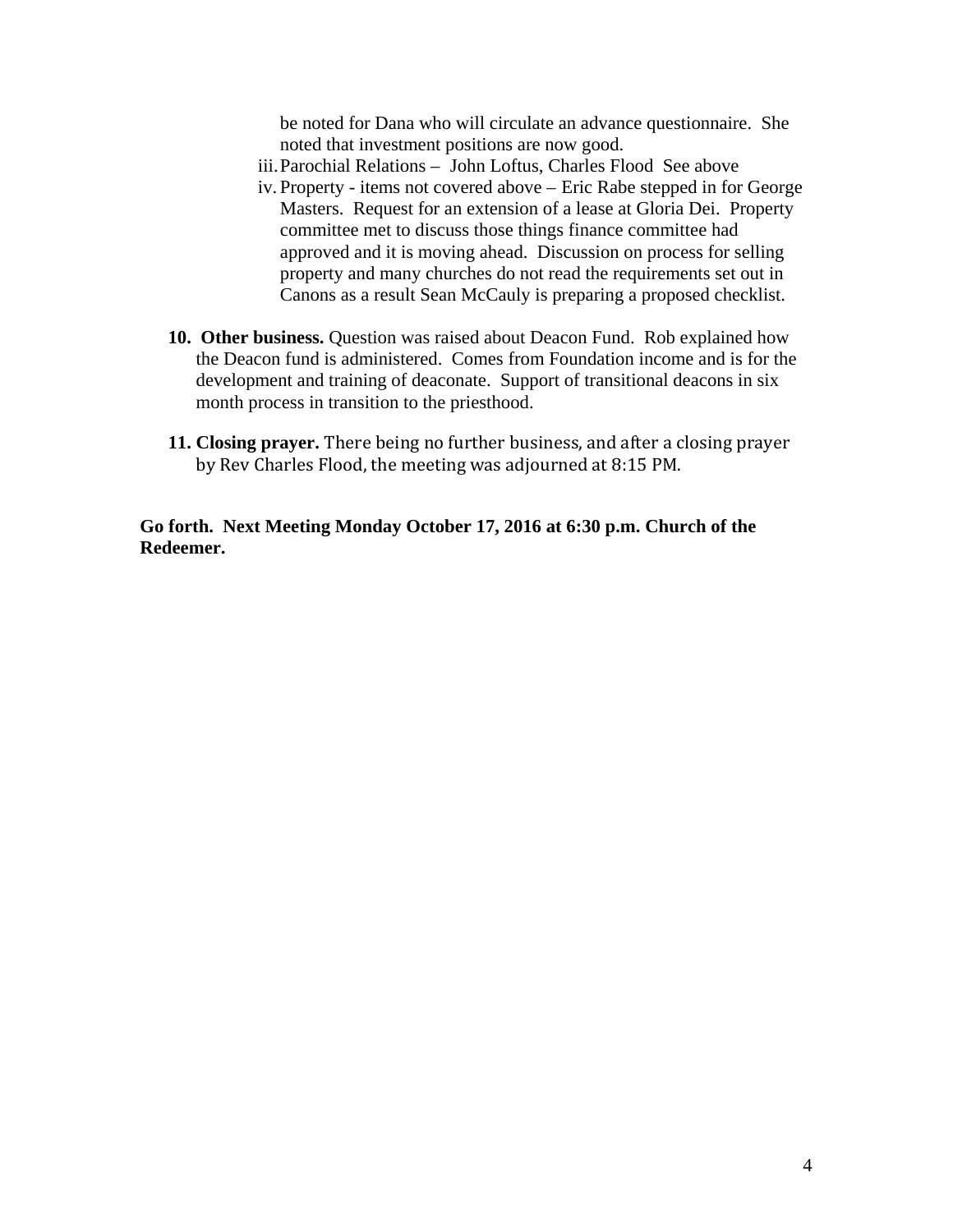be noted for Dana who will circulate an advance questionnaire. She noted that investment positions are now good.

iii. Parochial Relations – John Loftus, Charles Flood See above

iv. Property - items not covered above – Eric Rabe stepped in for George Masters. Request for an extension of a lease at Gloria Dei. Property committee met to discuss those things finance committee had approved and it is moving ahead. Discussion on process for selling property and many churches do not read the requirements set out in Canons as a result Sean McCauly is preparing a proposed checklist.

10. **Other business.** Question was raised about Deacon Fund. Rob explained how the Deacon fund is administered. Comes from Foundation income and is for the development and training of deaconate. Support of transitional deacons in six month process in transition to the priesthood.

11. **Closing prayer.** There being no further business, and after a closing prayer by Rev Charles Flood, the meeting was adjourned at 8:15 PM.

**Go forth. Next Meeting Monday October 17, 2016 at 6:30 p.m. Church of the Redeemer.**